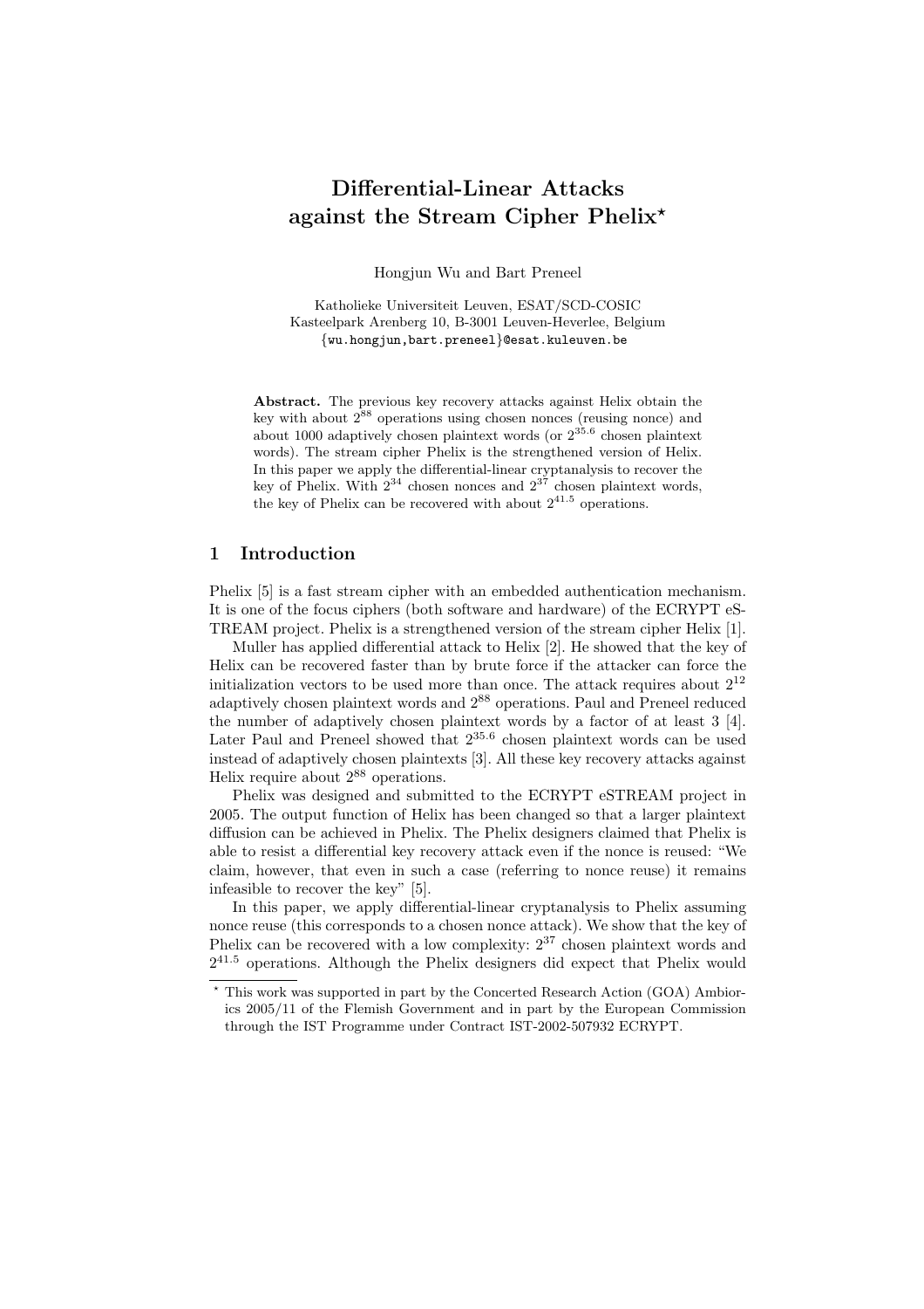# Differential-Linear Attacks against the Stream Cipher Phelix*

Hongjun Wu and Bart Preneel

Katholieke Universiteit Leuven, ESAT/SCD-COSIC
Kasteelpark Arenberg 10, B-3001 Leuven-Heverlee, Belgium
{wu.hongjun,bart.preneel}@esat.kuleuven.be

**Abstract.** The previous key recovery attacks against Helix obtain the key with about $2^{88}$ operations using chosen nonces (reusing nonce) and about 1000 adaptively chosen plaintext words (or $2^{35.6}$ chosen plaintext words). The stream cipher Phelix is the strengthened version of Helix. In this paper we apply the differential-linear cryptanalysis to recover the key of Phelix. With $2^{34}$ chosen nonces and $2^{37}$ chosen plaintext words, the key of Phelix can be recovered with about $2^{41.5}$ operations.

## 1 Introduction

Phelix [5] is a fast stream cipher with an embedded authentication mechanism. It is one of the focus ciphers (both software and hardware) of the ECRYPT eSTREAM project. Phelix is a strengthened version of the stream cipher Helix [1].

Muller has applied differential attack to Helix [2]. He showed that the key of Helix can be recovered faster than by brute force if the attacker can force the initialization vectors to be used more than once. The attack requires about $2^{12}$ adaptively chosen plaintext words and $2^{88}$ operations. Paul and Preneel reduced the number of adaptively chosen plaintext words by a factor of at least 3 [4]. Later Paul and Preneel showed that $2^{35.6}$ chosen plaintext words can be used instead of adaptively chosen plaintexts [3]. All these key recovery attacks against Helix require about $2^{88}$ operations.

Phelix was designed and submitted to the ECRYPT eSTREAM project in 2005. The output function of Helix has been changed so that a larger plaintext diffusion can be achieved in Phelix. The Phelix designers claimed that Phelix is able to resist a differential key recovery attack even if the nonce is reused: "We claim, however, that even in such a case (referring to nonce reuse) it remains infeasible to recover the key" [5].

In this paper, we apply differential-linear cryptanalysis to Phelix assuming nonce reuse (this corresponds to a chosen nonce attack). We show that the key of Phelix can be recovered with a low complexity: $2^{37}$ chosen plaintext words and $2^{41.5}$ operations. Although the Phelix designers did expect that Phelix would

---

* This work was supported in part by the Concerted Research Action (GOA) Ambiorics 2005/11 of the Flemish Government and in part by the European Commission through the IST Programme under Contract IST-2002-507932 ECRYPT.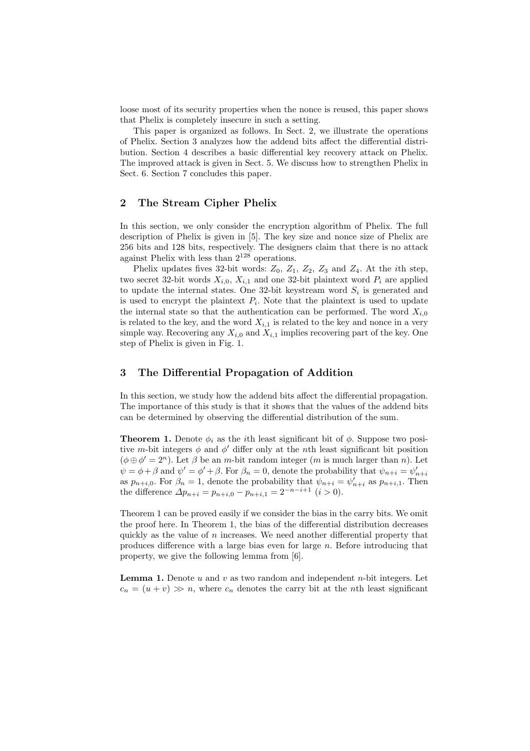loose most of its security properties when the nonce is reused, this paper shows that Phelix is completely insecure in such a setting.

This paper is organized as follows. In Sect. 2, we illustrate the operations of Phelix. Section 3 analyzes how the addend bits affect the differential distribution. Section 4 describes a basic differential key recovery attack on Phelix. The improved attack is given in Sect. 5. We discuss how to strengthen Phelix in Sect. 6. Section 7 concludes this paper.

## 2 The Stream Cipher Phelix

In this section, we only consider the encryption algorithm of Phelix. The full description of Phelix is given in [5]. The key size and nonce size of Phelix are 256 bits and 128 bits, respectively. The designers claim that there is no attack against Phelix with less than $2^{128}$ operations.

Phelix updates fives 32-bit words: $Z_0$, $Z_1$, $Z_2$, $Z_3$ and $Z_4$. At the $i$th step, two secret 32-bit words $X_{i,0}$, $X_{i,1}$ and one 32-bit plaintext word $P_i$ are applied to update the internal states. One 32-bit keystream word $S_i$ is generated and is used to encrypt the plaintext $P_i$. Note that the plaintext is used to update the internal state so that the authentication can be performed. The word $X_{i,0}$ is related to the key, and the word $X_{i,1}$ is related to the key and nonce in a very simple way. Recovering any $X_{i,0}$ and $X_{i,1}$ implies recovering part of the key. One step of Phelix is given in Fig. 1.

## 3 The Differential Propagation of Addition

In this section, we study how the addend bits affect the differential propagation. The importance of this study is that it shows that the values of the addend bits can be determined by observing the differential distribution of the sum.

**Theorem 1.** *Denote $\phi_i$ as the $i$th least significant bit of $\phi$. Suppose two positive $m$-bit integers $\phi$ and $\phi'$ differ only at the $n$th least significant bit position ($\phi \oplus \phi' = 2^n$). Let $\beta$ be an $m$-bit random integer ($m$ is much larger than $n$). Let $\psi = \phi + \beta$ and $\psi' = \phi' + \beta$. For $\beta_n = 0$, denote the probability that $\psi_{n+i} = \psi'_{n+i}$ as $p_{n+i,0}$. For $\beta_n = 1$, denote the probability that $\psi_{n+i} = \psi'_{n+i}$ as $p_{n+i,1}$. Then the difference $\Delta p_{n+i} = p_{n+i,0} - p_{n+i,1} = 2^{-n-i+1}$ ($i > 0$).*

Theorem 1 can be proved easily if we consider the bias in the carry bits. We omit the proof here. In Theorem 1, the bias of the differential distribution decreases quickly as the value of $n$ increases. We need another differential property that produces difference with a large bias even for large $n$. Before introducing that property, we give the following lemma from [6].

**Lemma 1.** *Denote $u$ and $v$ as two random and independent $n$-bit integers. Let $c_n = (u + v) \gg n$, where $c_n$ denotes the carry bit at the $n$th least significant*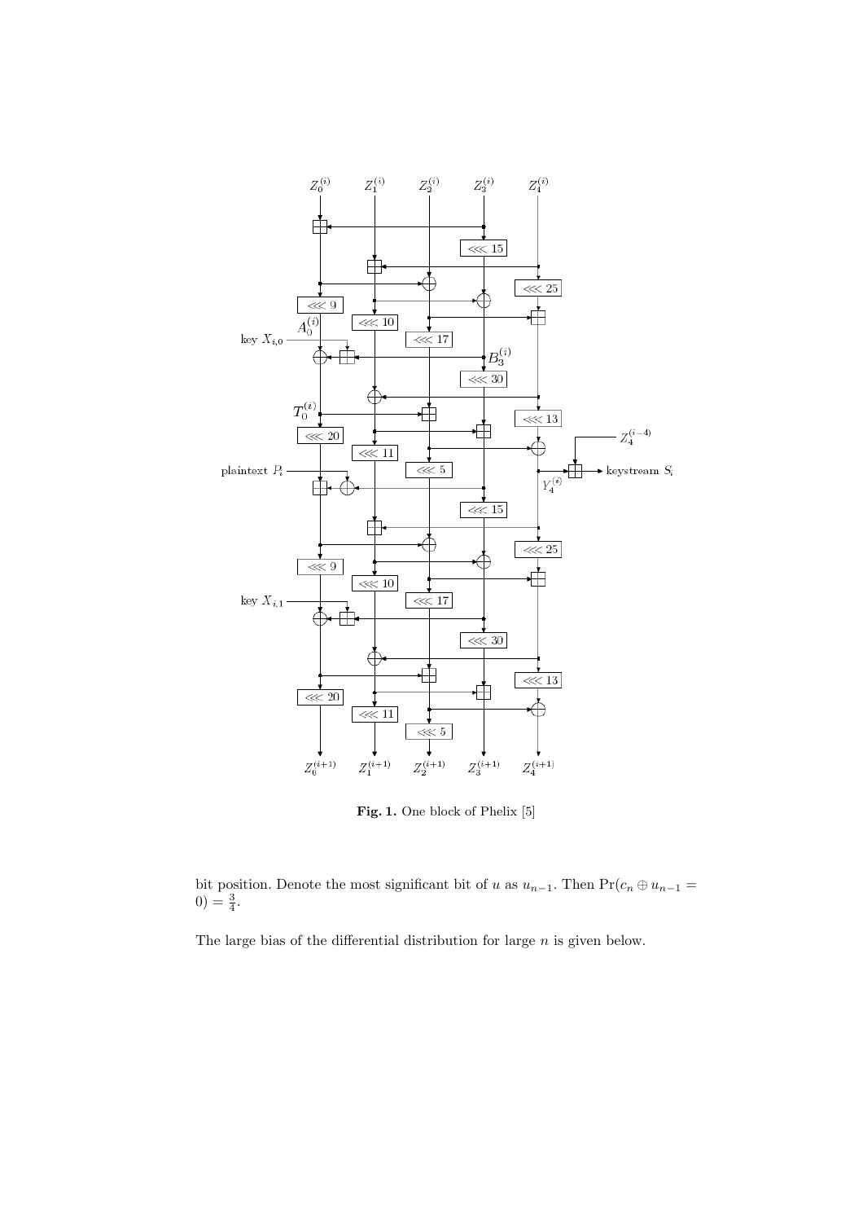**Fig. 1.** One block of Phelix [5]

bit position. Denote the most significant bit of $u$ as $u_{n-1}$. Then $\Pr(c_n \oplus u_{n-1} = 0) = \frac{3}{4}$.

The large bias of the differential distribution for large $n$ is given below.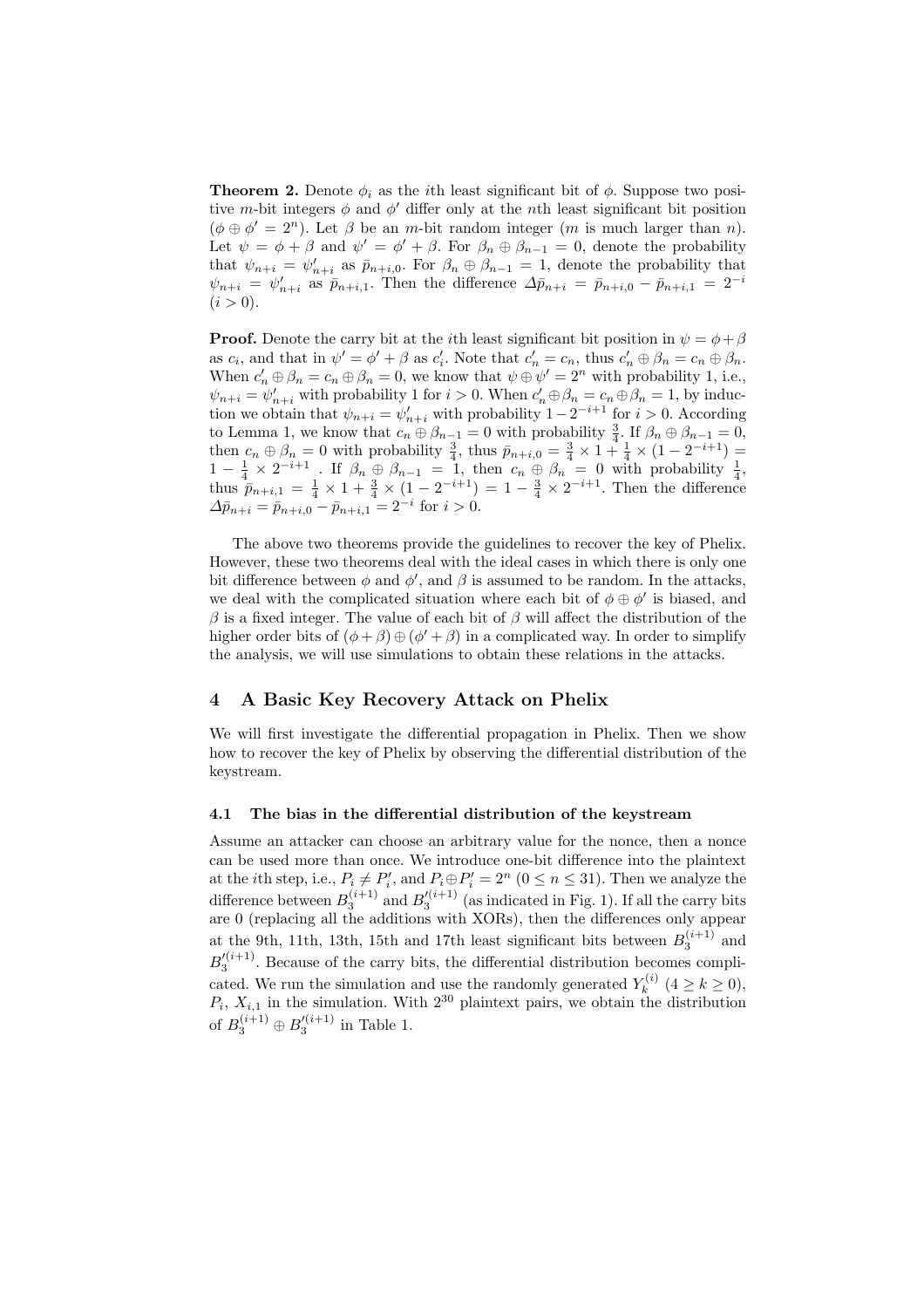**Theorem 2.** Denote $\phi_i$ as the $i$th least significant bit of $\phi$. Suppose two positive $m$-bit integers $\phi$ and $\phi'$ differ only at the $n$th least significant bit position ($\phi \oplus \phi' = 2^n$). Let $\beta$ be an $m$-bit random integer ($m$ is much larger than $n$). Let $\psi = \phi + \beta$ and $\psi' = \phi' + \beta$. For $\beta_n \oplus \beta_{n-1} = 0$, denote the probability that $\psi_{n+i} = \psi'_{n+i}$ as $\bar{p}_{n+i,0}$. For $\beta_n \oplus \beta_{n-1} = 1$, denote the probability that $\psi_{n+i} = \psi'_{n+i}$ as $\bar{p}_{n+i,1}$. Then the difference $\Delta\bar{p}_{n+i} = \bar{p}_{n+i,0} - \bar{p}_{n+i,1} = 2^{-i}$ ($i > 0$).

**Proof.** Denote the carry bit at the $i$th least significant bit position in $\psi = \phi + \beta$ as $c_i$, and that in $\psi' = \phi' + \beta$ as $c'_i$. Note that $c'_n = c_n$, thus $c'_n \oplus \beta_n = c_n \oplus \beta_n$. When $c'_n \oplus \beta_n = c_n \oplus \beta_n = 0$, we know that $\psi \oplus \psi' = 2^n$ with probability 1, i.e., $\psi_{n+i} = \psi'_{n+i}$ with probability 1 for $i > 0$. When $c'_n \oplus \beta_n = c_n \oplus \beta_n = 1$, by induction we obtain that $\psi_{n+i} = \psi'_{n+i}$ with probability $1 - 2^{-i+1}$ for $i > 0$. According to Lemma 1, we know that $c_n \oplus \beta_{n-1} = 0$ with probability $\frac{3}{4}$. If $\beta_n \oplus \beta_{n-1} = 0$, then $c_n \oplus \beta_n = 0$ with probability $\frac{3}{4}$, thus $\bar{p}_{n+i,0} = \frac{3}{4} \times 1 + \frac{1}{4} \times (1 - 2^{-i+1}) = 1 - \frac{1}{4} \times 2^{-i+1}$ . If $\beta_n \oplus \beta_{n-1} = 1$, then $c_n \oplus \beta_n = 0$ with probability $\frac{1}{4}$, thus $\bar{p}_{n+i,1} = \frac{1}{4} \times 1 + \frac{3}{4} \times (1 - 2^{-i+1}) = 1 - \frac{3}{4} \times 2^{-i+1}$. Then the difference $\Delta\bar{p}_{n+i} = \bar{p}_{n+i,0} - \bar{p}_{n+i,1} = 2^{-i}$ for $i > 0$.

The above two theorems provide the guidelines to recover the key of Phelix. However, these two theorems deal with the ideal cases in which there is only one bit difference between $\phi$ and $\phi'$, and $\beta$ is assumed to be random. In the attacks, we deal with the complicated situation where each bit of $\phi \oplus \phi'$ is biased, and $\beta$ is a fixed integer. The value of each bit of $\beta$ will affect the distribution of the higher order bits of $(\phi + \beta) \oplus (\phi' + \beta)$ in a complicated way. In order to simplify the analysis, we will use simulations to obtain these relations in the attacks.

## 4 A Basic Key Recovery Attack on Phelix

We will first investigate the differential propagation in Phelix. Then we show how to recover the key of Phelix by observing the differential distribution of the keystream.

### 4.1 The bias in the differential distribution of the keystream

Assume an attacker can choose an arbitrary value for the nonce, then a nonce can be used more than once. We introduce one-bit difference into the plaintext at the $i$th step, i.e., $P_i \neq P'_i$, and $P_i \oplus P'_i = 2^n$ ($0 \leq n \leq 31$). Then we analyze the difference between $B_3^{(i+1)}$ and $B_3'^{(i+1)}$ (as indicated in Fig. 1). If all the carry bits are 0 (replacing all the additions with XORs), then the differences only appear at the 9th, 11th, 13th, 15th and 17th least significant bits between $B_3^{(i+1)}$ and $B_3'^{(i+1)}$. Because of the carry bits, the differential distribution becomes complicated. We run the simulation and use the randomly generated $Y_k^{(i)}$ ($4 \geq k \geq 0$), $P_i$, $X_{i,1}$ in the simulation. With $2^{30}$ plaintext pairs, we obtain the distribution of $B_3^{(i+1)} \oplus B_3'^{(i+1)}$ in Table 1.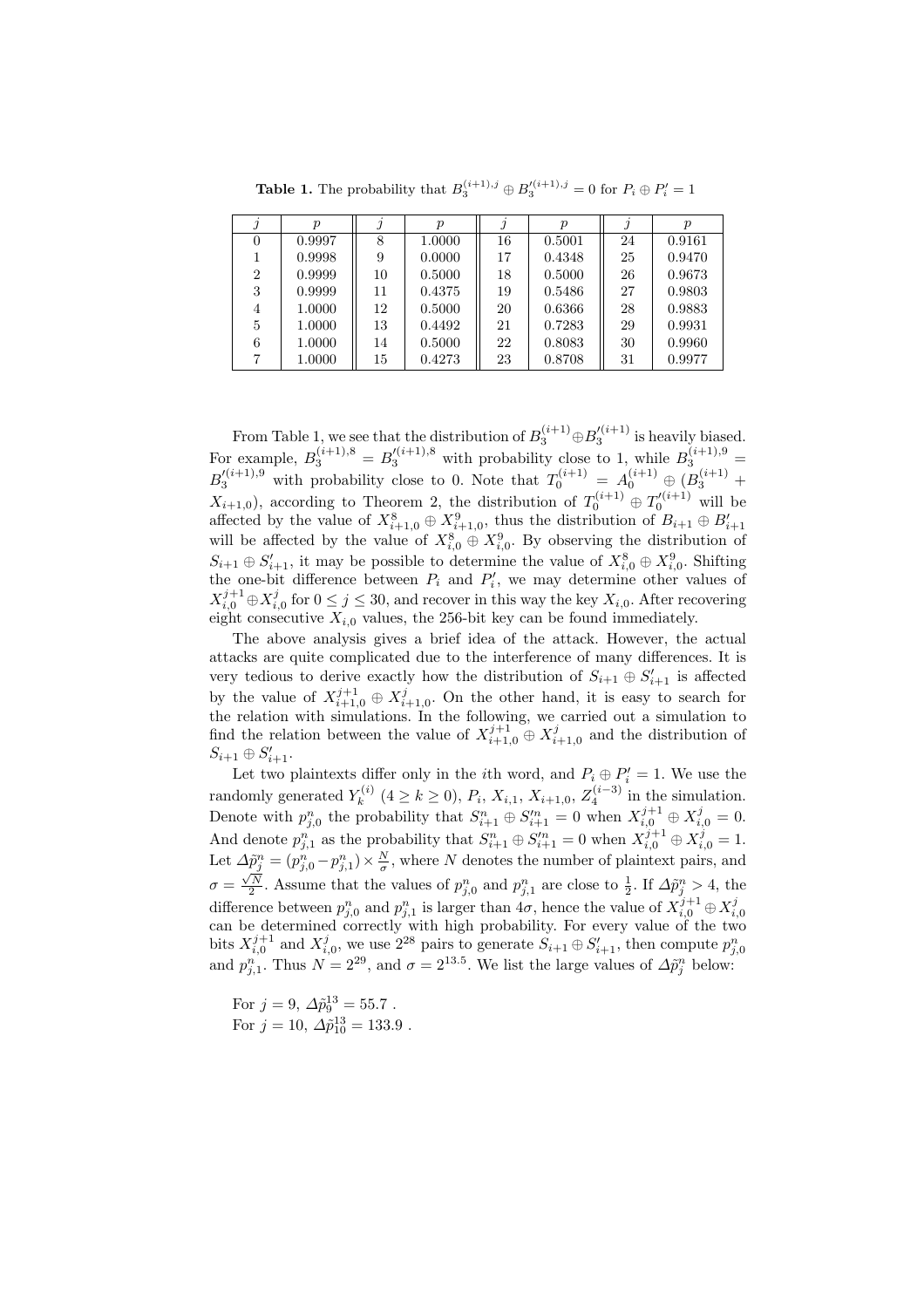**Table 1.** The probability that $B_3^{(i+1),j} \oplus B_3^{\prime(i+1),j} = 0$ for $P_i \oplus P'_i = 1$

| $j$ | $p$ | $j$ | $p$ | $j$ | $p$ | $j$ | $p$ |
|---|---|---|---|---|---|---|---|
| 0 | 0.9997 | 8 | 1.0000 | 16 | 0.5001 | 24 | 0.9161 |
| 1 | 0.9998 | 9 | 0.0000 | 17 | 0.4348 | 25 | 0.9470 |
| 2 | 0.9999 | 10 | 0.5000 | 18 | 0.5000 | 26 | 0.9673 |
| 3 | 0.9999 | 11 | 0.4375 | 19 | 0.5486 | 27 | 0.9803 |
| 4 | 1.0000 | 12 | 0.5000 | 20 | 0.6366 | 28 | 0.9883 |
| 5 | 1.0000 | 13 | 0.4492 | 21 | 0.7283 | 29 | 0.9931 |
| 6 | 1.0000 | 14 | 0.5000 | 22 | 0.8083 | 30 | 0.9960 |
| 7 | 1.0000 | 15 | 0.4273 | 23 | 0.8708 | 31 | 0.9977 |

From Table 1, we see that the distribution of $B_3^{(i+1)} \oplus B_3^{\prime(i+1)}$ is heavily biased. For example, $B_3^{(i+1),8} = B_3^{\prime(i+1),8}$ with probability close to 1, while $B_3^{(i+1),9} = B_3^{\prime(i+1),9}$ with probability close to 0. Note that $T_0^{(i+1)} = A_0^{(i+1)} \oplus (B_3^{(i+1)} + X_{i+1,0})$, according to Theorem 2, the distribution of $T_0^{(i+1)} \oplus T_0^{\prime(i+1)}$ will be affected by the value of $X_{i+1,0}^8 \oplus X_{i+1,0}^9$, thus the distribution of $B_{i+1} \oplus B'_{i+1}$ will be affected by the value of $X_{i,0}^8 \oplus X_{i,0}^9$. By observing the distribution of $S_{i+1} \oplus S'_{i+1}$, it may be possible to determine the value of $X_{i,0}^8 \oplus X_{i,0}^9$. Shifting the one-bit difference between $P_i$ and $P'_i$, we may determine other values of $X_{i,0}^{j+1} \oplus X_{i,0}^j$ for $0 \leq j \leq 30$, and recover in this way the key $X_{i,0}$. After recovering eight consecutive $X_{i,0}$ values, the 256-bit key can be found immediately.

The above analysis gives a brief idea of the attack. However, the actual attacks are quite complicated due to the interference of many differences. It is very tedious to derive exactly how the distribution of $S_{i+1} \oplus S'_{i+1}$ is affected by the value of $X_{i+1,0}^{j+1} \oplus X_{i+1,0}^j$. On the other hand, it is easy to search for the relation with simulations. In the following, we carried out a simulation to find the relation between the value of $X_{i+1,0}^{j+1} \oplus X_{i+1,0}^j$ and the distribution of $S_{i+1} \oplus S'_{i+1}$.

Let two plaintexts differ only in the $i$th word, and $P_i \oplus P'_i = 1$. We use the randomly generated $Y_k^{(i)}$ $(4 \geq k \geq 0)$, $P_i$, $X_{i,1}$, $X_{i+1,0}$, $Z_4^{(i-3)}$ in the simulation. Denote with $p_{j,0}^n$ the probability that $S_{i+1}^n \oplus S_{i+1}^{\prime n} = 0$ when $X_{i,0}^{j+1} \oplus X_{i,0}^j = 0$. And denote $p_{j,1}^n$ as the probability that $S_{i+1}^n \oplus S_{i+1}^{\prime n} = 0$ when $X_{i,0}^{j+1} \oplus X_{i,0}^j = 1$. Let $\Delta\tilde{p}_j^n = (p_{j,0}^n - p_{j,1}^n) \times \frac{N}{\sigma}$, where $N$ denotes the number of plaintext pairs, and $\sigma = \frac{\sqrt{N}}{2}$. Assume that the values of $p_{j,0}^n$ and $p_{j,1}^n$ are close to $\frac{1}{2}$. If $\Delta\tilde{p}_j^n > 4$, the difference between $p_{j,0}^n$ and $p_{j,1}^n$ is larger than $4\sigma$, hence the value of $X_{i,0}^{j+1} \oplus X_{i,0}^j$ can be determined correctly with high probability. For every value of the two bits $X_{i,0}^{j+1}$ and $X_{i,0}^j$, we use $2^{28}$ pairs to generate $S_{i+1} \oplus S'_{i+1}$, then compute $p_{j,0}^n$ and $p_{j,1}^n$. Thus $N = 2^{29}$, and $\sigma = 2^{13.5}$. We list the large values of $\Delta\tilde{p}_j^n$ below:

For $j = 9$, $\Delta\tilde{p}_9^{13} = 55.7$ .
For $j = 10$, $\Delta\tilde{p}_{10}^{13} = 133.9$ .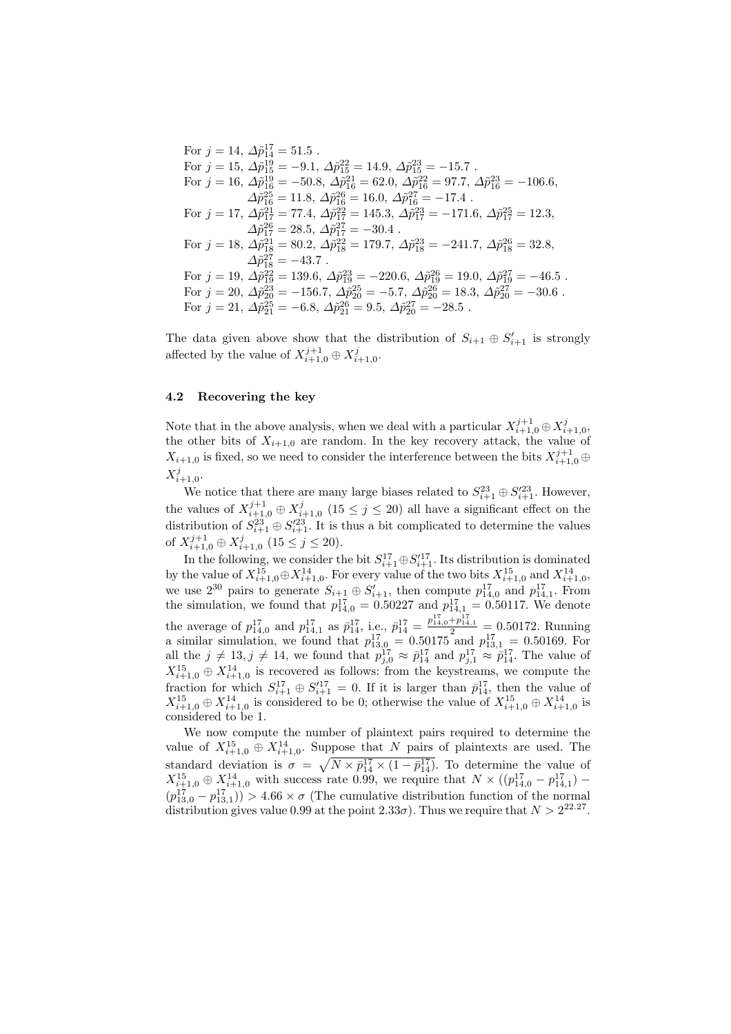For $j = 14$, $\Delta\tilde{p}_{14}^{17} = 51.5$ .
For $j = 15$, $\Delta\tilde{p}_{15}^{19} = -9.1$, $\Delta\tilde{p}_{15}^{22} = 14.9$, $\Delta\tilde{p}_{15}^{23} = -15.7$ .
For $j = 16$, $\Delta\tilde{p}_{16}^{19} = -50.8$, $\Delta\tilde{p}_{16}^{21} = 62.0$, $\Delta\tilde{p}_{16}^{22} = 97.7$, $\Delta\tilde{p}_{16}^{23} = -106.6$, $\Delta\tilde{p}_{16}^{25} = 11.8$, $\Delta\tilde{p}_{16}^{26} = 16.0$, $\Delta\tilde{p}_{16}^{27} = -17.4$ .
For $j = 17$, $\Delta\tilde{p}_{17}^{21} = 77.4$, $\Delta\tilde{p}_{17}^{22} = 145.3$, $\Delta\tilde{p}_{17}^{23} = -171.6$, $\Delta\tilde{p}_{17}^{25} = 12.3$, $\Delta\tilde{p}_{17}^{26} = 28.5$, $\Delta\tilde{p}_{17}^{27} = -30.4$ .
For $j = 18$, $\Delta\tilde{p}_{18}^{21} = 80.2$, $\Delta\tilde{p}_{18}^{22} = 179.7$, $\Delta\tilde{p}_{18}^{23} = -241.7$, $\Delta\tilde{p}_{18}^{26} = 32.8$, $\Delta\tilde{p}_{18}^{27} = -43.7$ .
For $j = 19$, $\Delta\tilde{p}_{19}^{22} = 139.6$, $\Delta\tilde{p}_{19}^{23} = -220.6$, $\Delta\tilde{p}_{19}^{26} = 19.0$, $\Delta\tilde{p}_{19}^{27} = -46.5$ .
For $j = 20$, $\Delta\tilde{p}_{20}^{23} = -156.7$, $\Delta\tilde{p}_{20}^{25} = -5.7$, $\Delta\tilde{p}_{20}^{26} = 18.3$, $\Delta\tilde{p}_{20}^{27} = -30.6$ .
For $j = 21$, $\Delta\tilde{p}_{21}^{25} = -6.8$, $\Delta\tilde{p}_{21}^{26} = 9.5$, $\Delta\tilde{p}_{20}^{27} = -28.5$ .

The data given above show that the distribution of $S_{i+1} \oplus S'_{i+1}$ is strongly affected by the value of $X_{i+1,0}^{j+1} \oplus X_{i+1,0}^{j}$.

### 4.2 Recovering the key

Note that in the above analysis, when we deal with a particular $X_{i+1,0}^{j+1} \oplus X_{i+1,0}^{j}$, the other bits of $X_{i+1,0}$ are random. In the key recovery attack, the value of $X_{i+1,0}$ is fixed, so we need to consider the interference between the bits $X_{i+1,0}^{j+1} \oplus X_{i+1,0}^{j}$.

We notice that there are many large biases related to $S_{i+1}^{23} \oplus S_{i+1}'^{23}$. However, the values of $X_{i+1,0}^{j+1} \oplus X_{i+1,0}^{j}$ $(15 \le j \le 20)$ all have a significant effect on the distribution of $S_{i+1}^{23} \oplus S_{i+1}'^{23}$. It is thus a bit complicated to determine the values of $X_{i+1,0}^{j+1} \oplus X_{i+1,0}^{j}$ $(15 \le j \le 20)$.

In the following, we consider the bit $S_{i+1}^{17} \oplus S_{i+1}'^{17}$. Its distribution is dominated by the value of $X_{i+1,0}^{15} \oplus X_{i+1,0}^{14}$. For every value of the two bits $X_{i+1,0}^{15}$ and $X_{i+1,0}^{14}$, we use $2^{30}$ pairs to generate $S_{i+1} \oplus S'_{i+1}$, then compute $p_{14,0}^{17}$ and $p_{14,1}^{17}$. From the simulation, we found that $p_{14,0}^{17} = 0.50227$ and $p_{14,1}^{17} = 0.50117$. We denote the average of $p_{14,0}^{17}$ and $p_{14,1}^{17}$ as $\bar{p}_{14}^{17}$, i.e., $\bar{p}_{14}^{17} = \frac{p_{14,0}^{17} + p_{14,1}^{17}}{2} = 0.50172$. Running a similar simulation, we found that $p_{13,0}^{17} = 0.50175$ and $p_{13,1}^{17} = 0.50169$. For all the $j \ne 13, j \ne 14$, we found that $p_{j,0}^{17} \approx \bar{p}_{14}^{17}$ and $p_{j,1}^{17} \approx \bar{p}_{14}^{17}$. The value of $X_{i+1,0}^{15} \oplus X_{i+1,0}^{14}$ is recovered as follows: from the keystreams, we compute the fraction for which $S_{i+1}^{17} \oplus S_{i+1}'^{17} = 0$. If it is larger than $\bar{p}_{14}^{17}$, then the value of $X_{i+1,0}^{15} \oplus X_{i+1,0}^{14}$ is considered to be 0; otherwise the value of $X_{i+1,0}^{15} \oplus X_{i+1,0}^{14}$ is considered to be 1.

We now compute the number of plaintext pairs required to determine the value of $X_{i+1,0}^{15} \oplus X_{i+1,0}^{14}$. Suppose that $N$ pairs of plaintexts are used. The standard deviation is $\sigma = \sqrt{N \times \bar{p}_{14}^{17} \times (1 - \bar{p}_{14}^{17})}$. To determine the value of $X_{i+1,0}^{15} \oplus X_{i+1,0}^{14}$ with success rate 0.99, we require that $N \times ((p_{14,0}^{17} - p_{14,1}^{17}) - (p_{13,0}^{17} - p_{13,1}^{17})) > 4.66 \times \sigma$ (The cumulative distribution function of the normal distribution gives value 0.99 at the point $2.33\sigma$). Thus we require that $N > 2^{22.27}$.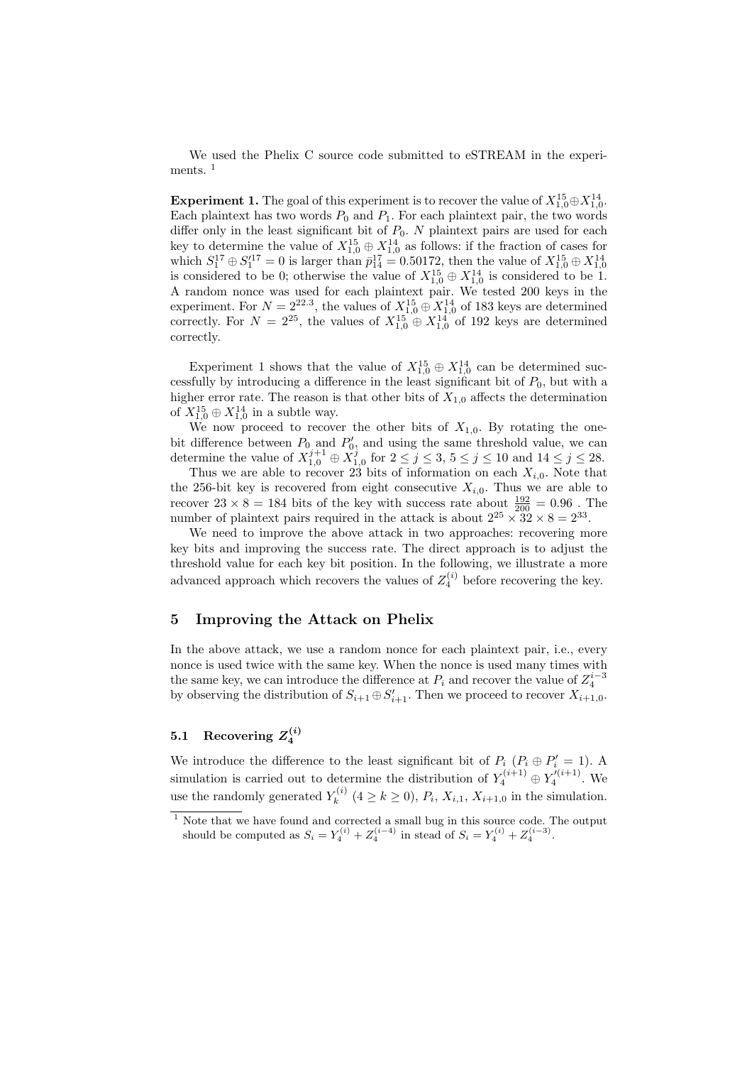We used the Phelix C source code submitted to eSTREAM in the experiments. [1]

**Experiment 1.** The goal of this experiment is to recover the value of $X_{1,0}^{15} \oplus X_{1,0}^{14}$. Each plaintext has two words $P_0$ and $P_1$. For each plaintext pair, the two words differ only in the least significant bit of $P_0$. $N$ plaintext pairs are used for each key to determine the value of $X_{1,0}^{15} \oplus X_{1,0}^{14}$ as follows: if the fraction of cases for which $S_1^{17} \oplus S_1'^{17} = 0$ is larger than $\bar{p}_{14}^{17} = 0.50172$, then the value of $X_{1,0}^{15} \oplus X_{1,0}^{14}$ is considered to be 0; otherwise the value of $X_{1,0}^{15} \oplus X_{1,0}^{14}$ is considered to be 1. A random nonce was used for each plaintext pair. We tested 200 keys in the experiment. For $N = 2^{22.3}$, the values of $X_{1,0}^{15} \oplus X_{1,0}^{14}$ of 183 keys are determined correctly. For $N = 2^{25}$, the values of $X_{1,0}^{15} \oplus X_{1,0}^{14}$ of 192 keys are determined correctly.

Experiment 1 shows that the value of $X_{1,0}^{15} \oplus X_{1,0}^{14}$ can be determined successfully by introducing a difference in the least significant bit of $P_0$, but with a higher error rate. The reason is that other bits of $X_{1,0}$ affects the determination of $X_{1,0}^{15} \oplus X_{1,0}^{14}$ in a subtle way.

We now proceed to recover the other bits of $X_{1,0}$. By rotating the one-bit difference between $P_0$ and $P_0'$, and using the same threshold value, we can determine the value of $X_{1,0}^{j+1} \oplus X_{1,0}^{j}$ for $2 \le j \le 3$, $5 \le j \le 10$ and $14 \le j \le 28$.

Thus we are able to recover 23 bits of information on each $X_{i,0}$. Note that the 256-bit key is recovered from eight consecutive $X_{i,0}$. Thus we are able to recover $23 \times 8 = 184$ bits of the key with success rate about $\frac{192}{200} = 0.96$ . The number of plaintext pairs required in the attack is about $2^{25} \times 32 \times 8 = 2^{33}$.

We need to improve the above attack in two approaches: recovering more key bits and improving the success rate. The direct approach is to adjust the threshold value for each key bit position. In the following, we illustrate a more advanced approach which recovers the values of $Z_4^{(i)}$ before recovering the key.

## 5 Improving the Attack on Phelix

In the above attack, we use a random nonce for each plaintext pair, i.e., every nonce is used twice with the same key. When the nonce is used many times with the same key, we can introduce the difference at $P_i$ and recover the value of $Z_4^{i-3}$ by observing the distribution of $S_{i+1} \oplus S_{i+1}'$. Then we proceed to recover $X_{i+1,0}$.

### 5.1 Recovering $Z_4^{(i)}$

We introduce the difference to the least significant bit of $P_i$ ($P_i \oplus P_i' = 1$). A simulation is carried out to determine the distribution of $Y_4^{(i+1)} \oplus Y_4'^{(i+1)}$. We use the randomly generated $Y_k^{(i)}$ ($4 \ge k \ge 0$), $P_i$, $X_{i,1}$, $X_{i+1,0}$ in the simulation.

[1] Note that we have found and corrected a small bug in this source code. The output should be computed as $S_i = Y_4^{(i)} + Z_4^{(i-4)}$ in stead of $S_i = Y_4^{(i)} + Z_4^{(i-3)}$.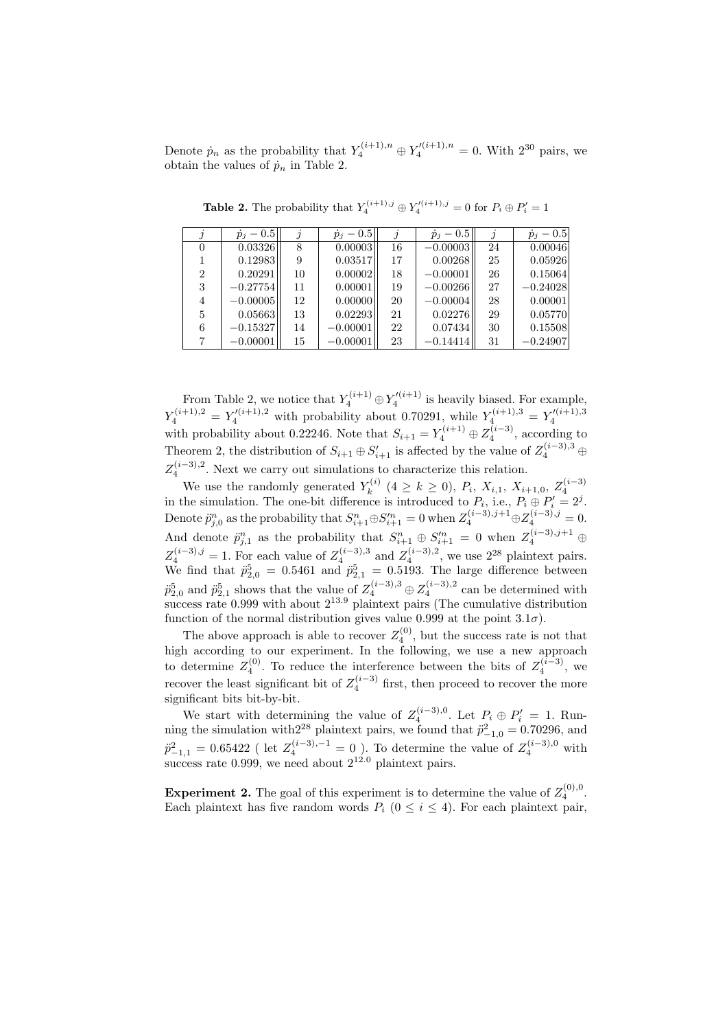Denote $\dot{p}_n$ as the probability that $Y_4^{(i+1),n} \oplus Y_4'^{(i+1),n} = 0$. With $2^{30}$ pairs, we obtain the values of $\dot{p}_n$ in Table 2.

**Table 2.** The probability that $Y_4^{(i+1),j} \oplus Y_4'^{(i+1),j} = 0$ for $P_i \oplus P_i' = 1$

| $j$ | $\dot{p}_j - 0.5$ | $j$ | $\dot{p}_j - 0.5$ | $j$ | $\dot{p}_j - 0.5$ | $j$ | $\dot{p}_j - 0.5$ |
|---|---|---|---|---|---|---|---|
| 0 | 0.03326 | 8 | 0.00003 | 16 | −0.00003 | 24 | 0.00046 |
| 1 | 0.12983 | 9 | 0.03517 | 17 | 0.00268 | 25 | 0.05926 |
| 2 | 0.20291 | 10 | 0.00002 | 18 | −0.00001 | 26 | 0.15064 |
| 3 | −0.27754 | 11 | 0.00001 | 19 | −0.00266 | 27 | −0.24028 |
| 4 | −0.00005 | 12 | 0.00000 | 20 | −0.00004 | 28 | 0.00001 |
| 5 | 0.05663 | 13 | 0.02293 | 21 | 0.02276 | 29 | 0.05770 |
| 6 | −0.15327 | 14 | −0.00001 | 22 | 0.07434 | 30 | 0.15508 |
| 7 | −0.00001 | 15 | −0.00001 | 23 | −0.14414 | 31 | −0.24907 |

From Table 2, we notice that $Y_4^{(i+1)} \oplus Y_4'^{(i+1)}$ is heavily biased. For example, $Y_4^{(i+1),2} = Y_4'^{(i+1),2}$ with probability about 0.70291, while $Y_4^{(i+1),3} = Y_4'^{(i+1),3}$ with probability about 0.22246. Note that $S_{i+1} = Y_4^{(i+1)} \oplus Z_4^{(i-3)}$, according to Theorem 2, the distribution of $S_{i+1} \oplus S_{i+1}'$ is affected by the value of $Z_4^{(i-3),3} \oplus Z_4^{(i-3),2}$. Next we carry out simulations to characterize this relation.

We use the randomly generated $Y_k^{(i)}$ $(4 \geq k \geq 0)$, $P_i$, $X_{i,1}$, $X_{i+1,0}$, $Z_4^{(i-3)}$ in the simulation. The one-bit difference is introduced to $P_i$, i.e., $P_i \oplus P_i' = 2^j$. Denote $\ddot{p}_{j,0}^n$ as the probability that $S_{i+1}^n \oplus S_{i+1}'^n = 0$ when $Z_4^{(i-3),j+1} \oplus Z_4^{(i-3),j} = 0$. And denote $\ddot{p}_{j,1}^n$ as the probability that $S_{i+1}^n \oplus S_{i+1}'^n = 0$ when $Z_4^{(i-3),j+1} \oplus Z_4^{(i-3),j} = 1$. For each value of $Z_4^{(i-3),3}$ and $Z_4^{(i-3),2}$, we use $2^{28}$ plaintext pairs. We find that $\ddot{p}_{2,0}^5 = 0.5461$ and $\ddot{p}_{2,1}^5 = 0.5193$. The large difference between $\ddot{p}_{2,0}^5$ and $\ddot{p}_{2,1}^5$ shows that the value of $Z_4^{(i-3),3} \oplus Z_4^{(i-3),2}$ can be determined with success rate 0.999 with about $2^{13.9}$ plaintext pairs (The cumulative distribution function of the normal distribution gives value 0.999 at the point $3.1\sigma$).

The above approach is able to recover $Z_4^{(0)}$, but the success rate is not that high according to our experiment. In the following, we use a new approach to determine $Z_4^{(0)}$. To reduce the interference between the bits of $Z_4^{(i-3)}$, we recover the least significant bit of $Z_4^{(i-3)}$ first, then proceed to recover the more significant bits bit-by-bit.

We start with determining the value of $Z_4^{(i-3),0}$. Let $P_i \oplus P_i' = 1$. Running the simulation with$2^{28}$ plaintext pairs, we found that $\ddot{p}_{-1,0}^2 = 0.70296$, and $\ddot{p}_{-1,1}^2 = 0.65422$ ( let $Z_4^{(i-3),-1} = 0$ ). To determine the value of $Z_4^{(i-3),0}$ with success rate 0.999, we need about $2^{12.0}$ plaintext pairs.

**Experiment 2.** The goal of this experiment is to determine the value of $Z_4^{(0),0}$. Each plaintext has five random words $P_i$ $(0 \leq i \leq 4)$. For each plaintext pair,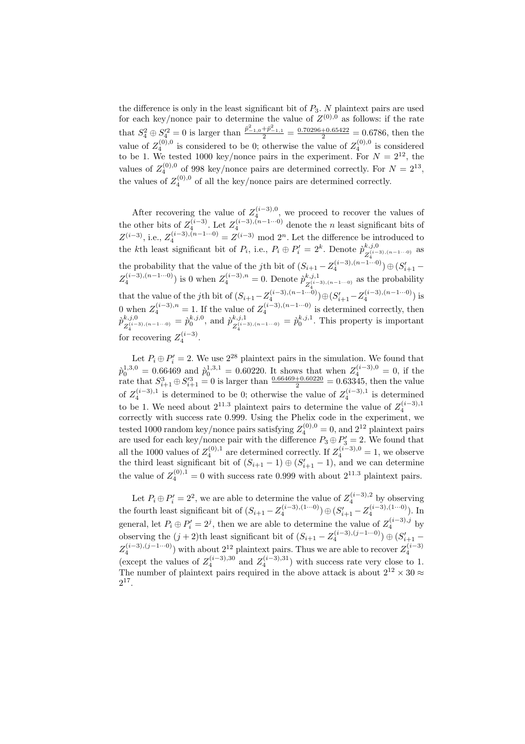the difference is only in the least significant bit of $P_3$. $N$ plaintext pairs are used for each key/nonce pair to determine the value of $Z^{(0),0}$ as follows: if the rate that $S_4^2 \oplus S_4'^2 = 0$ is larger than $\frac{\check{p}^2_{-1,0}+\check{p}^2_{-1,1}}{2} = \frac{0.70296+0.65422}{2} = 0.6786$, then the value of $Z_4^{(0),0}$ is considered to be 0; otherwise the value of $Z_4^{(0),0}$ is considered to be 1. We tested 1000 key/nonce pairs in the experiment. For $N = 2^{12}$, the values of $Z_4^{(0),0}$ of 998 key/nonce pairs are determined correctly. For $N = 2^{13}$, the values of $Z_4^{(0),0}$ of all the key/nonce pairs are determined correctly.

After recovering the value of $Z_4^{(i-3),0}$, we proceed to recover the values of the other bits of $Z_4^{(i-3)}$. Let $Z_4^{(i-3),(n-1\cdots0)}$ denote the $n$ least significant bits of $Z^{(i-3)}$, i.e., $Z_4^{(i-3),(n-1\cdots0)} = Z^{(i-3)} \bmod 2^n$. Let the difference be introduced to the $k$th least significant bit of $P_i$, i.e., $P_i \oplus P_i' = 2^k$. Denote $\grave{p}^{k,j,0}_{Z_4^{(i-3),(n-1\cdots0)}}$ as the probability that the value of the $j$th bit of $(S_{i+1} - Z_4^{(i-3),(n-1\cdots0)}) \oplus (S'_{i+1} - Z_4^{(i-3),(n-1\cdots0)})$ is 0 when $Z_4^{(i-3),n} = 0$. Denote $\grave{p}^{k,j,1}_{Z_4^{(i-3),(n-1\cdots0)}}$ as the probability that the value of the $j$th bit of $(S_{i+1} - Z_4^{(i-3),(n-1\cdots0)}) \oplus (S'_{i+1} - Z_4^{(i-3),(n-1\cdots0)})$ is 0 when $Z_4^{(i-3),n} = 1$. If the value of $Z_4^{(i-3),(n-1\cdots0)}$ is determined correctly, then $\grave{p}^{k,j,0}_{Z_4^{(i-3),(n-1\cdots0)}} = \grave{p}^{k,j,0}_0$, and $\grave{p}^{k,j,1}_{Z_4^{(i-3),(n-1\cdots0)}} = \grave{p}^{k,j,1}_0$. This property is important for recovering $Z_4^{(i-3)}$.

Let $P_i \oplus P_i' = 2$. We use $2^{28}$ plaintext pairs in the simulation. We found that $\grave{p}^{1,3,0}_0 = 0.66469$ and $\grave{p}^{1,3,1}_0 = 0.60220$. It shows that when $Z_4^{(i-3),0} = 0$, if the rate that $S^3_{i+1} \oplus S'^3_{i+1} = 0$ is larger than $\frac{0.66469+0.60220}{2} = 0.63345$, then the value of $Z_4^{(i-3),1}$ is determined to be 0; otherwise the value of $Z_4^{(i-3),1}$ is determined to be 1. We need about $2^{11.3}$ plaintext pairs to determine the value of $Z_4^{(i-3),1}$ correctly with success rate 0.999. Using the Phelix code in the experiment, we tested 1000 random key/nonce pairs satisfying $Z_4^{(0),0} = 0$, and $2^{12}$ plaintext pairs are used for each key/nonce pair with the difference $P_3 \oplus P_3' = 2$. We found that all the 1000 values of $Z_4^{(0),1}$ are determined correctly. If $Z_4^{(i-3),0} = 1$, we observe the third least significant bit of $(S_{i+1} - 1) \oplus (S'_{i+1} - 1)$, and we can determine the value of $Z_4^{(0),1} = 0$ with success rate 0.999 with about $2^{11.3}$ plaintext pairs.

Let $P_i \oplus P_i' = 2^2$, we are able to determine the value of $Z_4^{(i-3),2}$ by observing the fourth least significant bit of $(S_{i+1} - Z_4^{(i-3),(1\cdots0)}) \oplus (S'_{i+1} - Z_4^{(i-3),(1\cdots0)})$. In general, let $P_i \oplus P_i' = 2^j$, then we are able to determine the value of $Z_4^{(i-3),j}$ by observing the $(j+2)$th least significant bit of $(S_{i+1} - Z_4^{(i-3),(j-1\cdots0)}) \oplus (S'_{i+1} - Z_4^{(i-3),(j-1\cdots0)})$ with about $2^{12}$ plaintext pairs. Thus we are able to recover $Z_4^{(i-3)}$ (except the values of $Z_4^{(i-3),30}$ and $Z_4^{(i-3),31}$) with success rate very close to 1. The number of plaintext pairs required in the above attack is about $2^{12} \times 30 \approx 2^{17}$.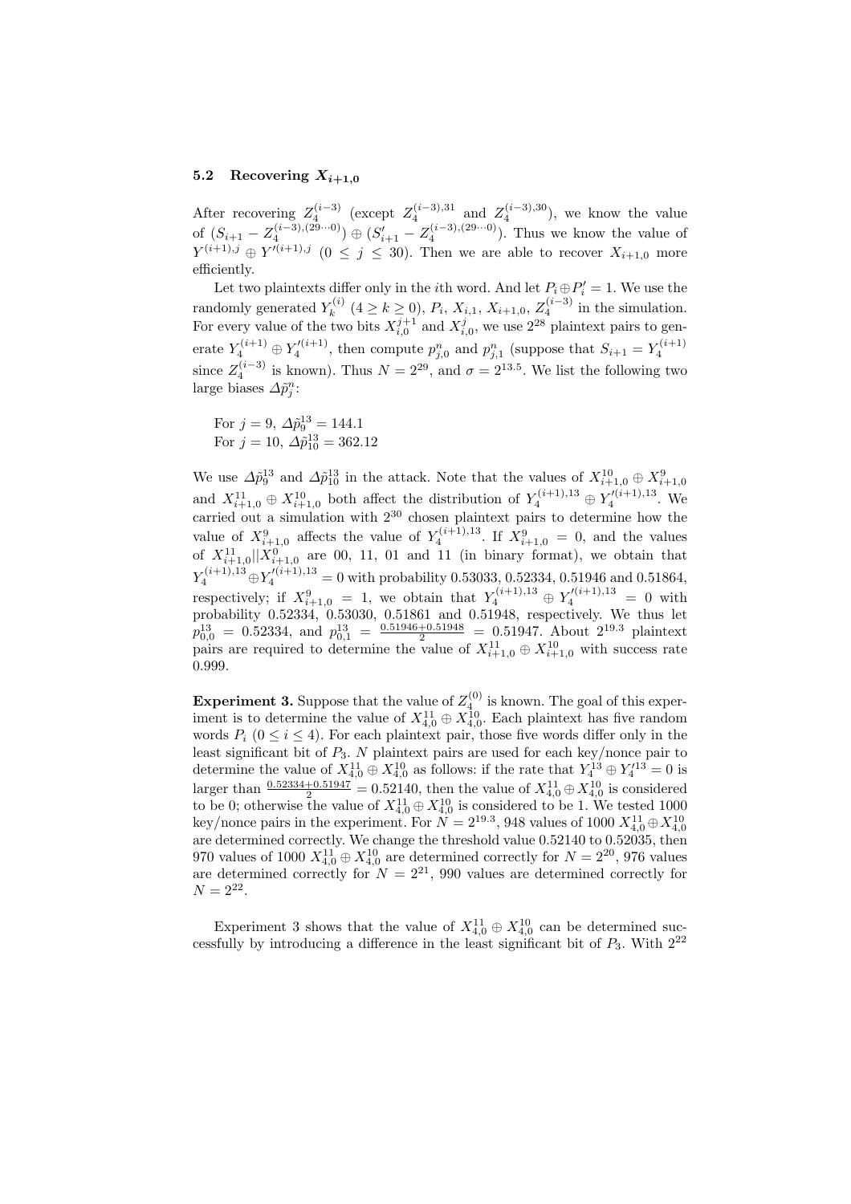### 5.2 Recovering $X_{i+1,0}$

After recovering $Z_4^{(i-3)}$ (except $Z_4^{(i-3),31}$ and $Z_4^{(i-3),30}$), we know the value of $(S_{i+1} - Z_4^{(i-3),(29\cdots0)}) \oplus (S'_{i+1} - Z_4^{(i-3),(29\cdots0)})$. Thus we know the value of $Y^{(i+1),j} \oplus Y'^{(i+1),j}$ $(0 \leq j \leq 30)$. Then we are able to recover $X_{i+1,0}$ more efficiently.

Let two plaintexts differ only in the $i$th word. And let $P_i \oplus P'_i = 1$. We use the randomly generated $Y_k^{(i)}$ $(4 \geq k \geq 0)$, $P_i$, $X_{i,1}$, $X_{i+1,0}$, $Z_4^{(i-3)}$ in the simulation. For every value of the two bits $X_{i,0}^{j+1}$ and $X_{i,0}^{j}$, we use $2^{28}$ plaintext pairs to generate $Y_4^{(i+1)} \oplus Y_4'^{(i+1)}$, then compute $p_{j,0}^n$ and $p_{j,1}^n$ (suppose that $S_{i+1} = Y_4^{(i+1)}$ since $Z_4^{(i-3)}$ is known). Thus $N = 2^{29}$, and $\sigma = 2^{13.5}$. We list the following two large biases $\Delta\tilde{p}_j^n$:

For $j = 9$, $\Delta\tilde{p}_9^{13} = 144.1$
For $j = 10$, $\Delta\tilde{p}_{10}^{13} = 362.12$

We use $\Delta\tilde{p}_9^{13}$ and $\Delta\tilde{p}_{10}^{13}$ in the attack. Note that the values of $X_{i+1,0}^{10} \oplus X_{i+1,0}^{9}$ and $X_{i+1,0}^{11} \oplus X_{i+1,0}^{10}$ both affect the distribution of $Y_4^{(i+1),13} \oplus Y_4'^{(i+1),13}$. We carried out a simulation with $2^{30}$ chosen plaintext pairs to determine how the value of $X_{i+1,0}^{9}$ affects the value of $Y_4^{(i+1),13}$. If $X_{i+1,0}^{9} = 0$, and the values of $X_{i+1,0}^{11} || X_{i+1,0}^{0}$ are 00, 11, 01 and 11 (in binary format), we obtain that $Y_4^{(i+1),13} \oplus Y_4'^{(i+1),13} = 0$ with probability 0.53033, 0.52334, 0.51946 and 0.51864, respectively; if $X_{i+1,0}^{9} = 1$, we obtain that $Y_4^{(i+1),13} \oplus Y_4'^{(i+1),13} = 0$ with probability 0.52334, 0.53030, 0.51861 and 0.51948, respectively. We thus let $p_{0,0}^{13} = 0.52334$, and $p_{0,1}^{13} = \frac{0.51946+0.51948}{2} = 0.51947$. About $2^{19.3}$ plaintext pairs are required to determine the value of $X_{i+1,0}^{11} \oplus X_{i+1,0}^{10}$ with success rate 0.999.

**Experiment 3.** Suppose that the value of $Z_4^{(0)}$ is known. The goal of this experiment is to determine the value of $X_{4,0}^{11} \oplus X_{4,0}^{10}$. Each plaintext has five random words $P_i$ $(0 \leq i \leq 4)$. For each plaintext pair, those five words differ only in the least significant bit of $P_3$. $N$ plaintext pairs are used for each key/nonce pair to determine the value of $X_{4,0}^{11} \oplus X_{4,0}^{10}$ as follows: if the rate that $Y_4^{13} \oplus Y_4'^{13} = 0$ is larger than $\frac{0.52334+0.51947}{2} = 0.52140$, then the value of $X_{4,0}^{11} \oplus X_{4,0}^{10}$ is considered to be 0; otherwise the value of $X_{4,0}^{11} \oplus X_{4,0}^{10}$ is considered to be 1. We tested 1000 key/nonce pairs in the experiment. For $N = 2^{19.3}$, 948 values of 1000 $X_{4,0}^{11} \oplus X_{4,0}^{10}$ are determined correctly. We change the threshold value 0.52140 to 0.52035, then 970 values of 1000 $X_{4,0}^{11} \oplus X_{4,0}^{10}$ are determined correctly for $N = 2^{20}$, 976 values are determined correctly for $N = 2^{21}$, 990 values are determined correctly for $N = 2^{22}$.

Experiment 3 shows that the value of $X_{4,0}^{11} \oplus X_{4,0}^{10}$ can be determined successfully by introducing a difference in the least significant bit of $P_3$. With $2^{22}$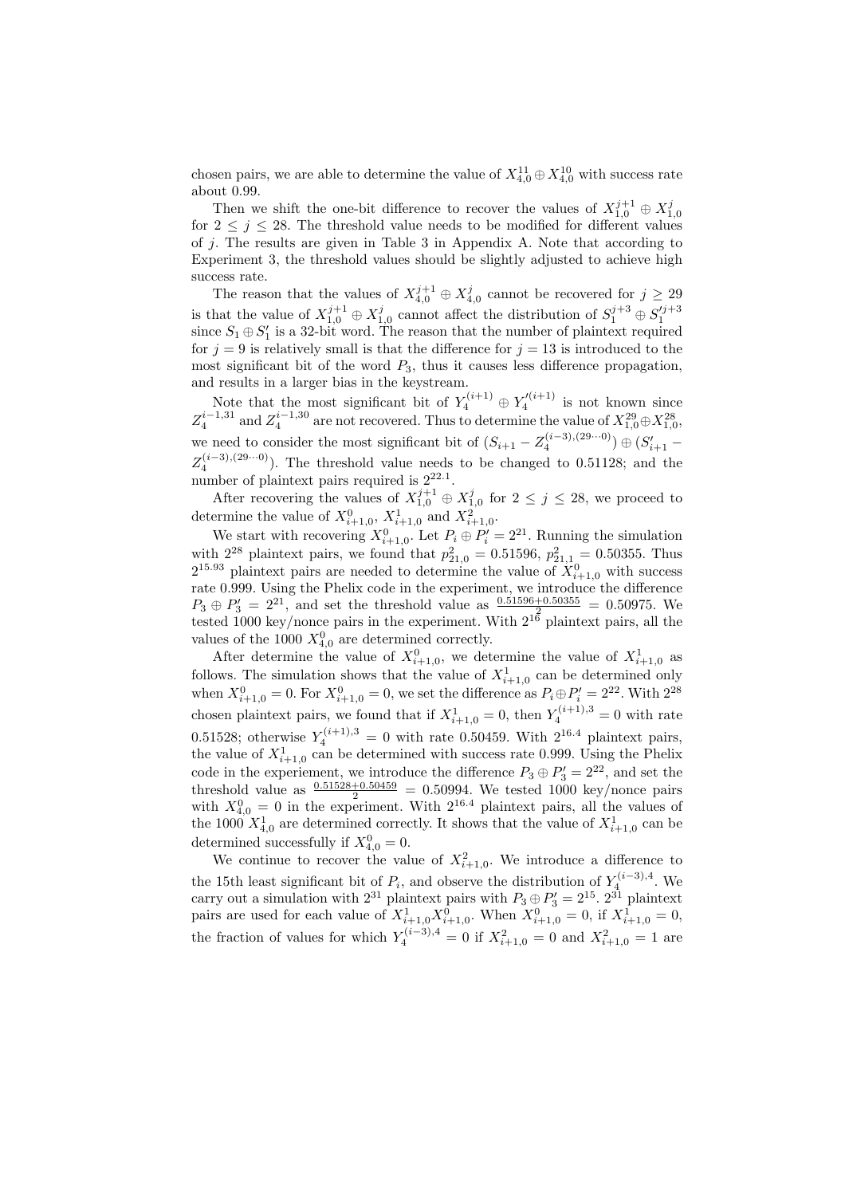chosen pairs, we are able to determine the value of $X_{4,0}^{11} \oplus X_{4,0}^{10}$ with success rate about 0.99.

Then we shift the one-bit difference to recover the values of $X_{1,0}^{j+1} \oplus X_{1,0}^{j}$ for $2 \le j \le 28$. The threshold value needs to be modified for different values of $j$. The results are given in Table 3 in Appendix A. Note that according to Experiment 3, the threshold values should be slightly adjusted to achieve high success rate.

The reason that the values of $X_{4,0}^{j+1} \oplus X_{4,0}^{j}$ cannot be recovered for $j \ge 29$ is that the value of $X_{1,0}^{j+1} \oplus X_{1,0}^{j}$ cannot affect the distribution of $S_1^{j+3} \oplus S_1'^{j+3}$ since $S_1 \oplus S_1'$ is a 32-bit word. The reason that the number of plaintext required for $j = 9$ is relatively small is that the difference for $j = 13$ is introduced to the most significant bit of the word $P_3$, thus it causes less difference propagation, and results in a larger bias in the keystream.

Note that the most significant bit of $Y_4^{(i+1)} \oplus Y_4'^{(i+1)}$ is not known since $Z_4^{i-1,31}$ and $Z_4^{i-1,30}$ are not recovered. Thus to determine the value of $X_{1,0}^{29} \oplus X_{1,0}^{28}$, we need to consider the most significant bit of $(S_{i+1} - Z_4^{(i-3),(29\cdots0)}) \oplus (S'_{i+1} - Z_4^{(i-3),(29\cdots0)})$. The threshold value needs to be changed to 0.51128; and the number of plaintext pairs required is $2^{22.1}$.

After recovering the values of $X_{1,0}^{j+1} \oplus X_{1,0}^{j}$ for $2 \le j \le 28$, we proceed to determine the value of $X_{i+1,0}^{0}$, $X_{i+1,0}^{1}$ and $X_{i+1,0}^{2}$.

We start with recovering $X_{i+1,0}^{0}$. Let $P_i \oplus P_i' = 2^{21}$. Running the simulation with $2^{28}$ plaintext pairs, we found that $p_{21,0}^{2} = 0.51596$, $p_{21,1}^{2} = 0.50355$. Thus $2^{15.93}$ plaintext pairs are needed to determine the value of $X_{i+1,0}^{0}$ with success rate 0.999. Using the Phelix code in the experiment, we introduce the difference $P_3 \oplus P_3' = 2^{21}$, and set the threshold value as $\frac{0.51596+0.50355}{2} = 0.50975$. We tested 1000 key/nonce pairs in the experiment. With $2^{16}$ plaintext pairs, all the values of the 1000 $X_{4,0}^{0}$ are determined correctly.

After determine the value of $X_{i+1,0}^{0}$, we determine the value of $X_{i+1,0}^{1}$ as follows. The simulation shows that the value of $X_{i+1,0}^{1}$ can be determined only when $X_{i+1,0}^{0} = 0$. For $X_{i+1,0}^{0} = 0$, we set the difference as $P_i \oplus P_i' = 2^{22}$. With $2^{28}$ chosen plaintext pairs, we found that if $X_{i+1,0}^{1} = 0$, then $Y_4^{(i+1),3} = 0$ with rate 0.51528; otherwise $Y_4^{(i+1),3} = 0$ with rate 0.50459. With $2^{16.4}$ plaintext pairs, the value of $X_{i+1,0}^{1}$ can be determined with success rate 0.999. Using the Phelix code in the experiement, we introduce the difference $P_3 \oplus P_3' = 2^{22}$, and set the threshold value as $\frac{0.51528+0.50459}{2} = 0.50994$. We tested 1000 key/nonce pairs with $X_{4,0}^{0} = 0$ in the experiment. With $2^{16.4}$ plaintext pairs, all the values of the 1000 $X_{4,0}^{1}$ are determined correctly. It shows that the value of $X_{i+1,0}^{1}$ can be determined successfully if $X_{4,0}^{0} = 0$.

We continue to recover the value of $X_{i+1,0}^{2}$. We introduce a difference to the 15th least significant bit of $P_i$, and observe the distribution of $Y_4^{(i-3),4}$. We carry out a simulation with $2^{31}$ plaintext pairs with $P_3 \oplus P_3' = 2^{15}$. $2^{31}$ plaintext pairs are used for each value of $X_{i+1,0}^{1} X_{i+1,0}^{0}$. When $X_{i+1,0}^{0} = 0$, if $X_{i+1,0}^{1} = 0$, the fraction of values for which $Y_4^{(i-3),4} = 0$ if $X_{i+1,0}^{2} = 0$ and $X_{i+1,0}^{2} = 1$ are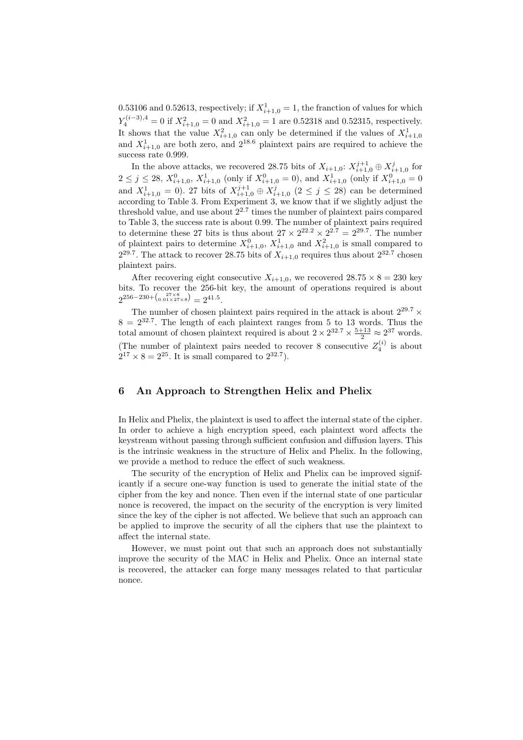0.53106 and 0.52613, respectively; if $X^1_{i+1,0} = 1$, the franction of values for which $Y_4^{(i-3),4} = 0$ if $X^2_{i+1,0} = 0$ and $X^2_{i+1,0} = 1$ are 0.52318 and 0.52315, respectively. It shows that the value $X^2_{i+1,0}$ can only be determined if the values of $X^1_{i+1,0}$ and $X^1_{i+1,0}$ are both zero, and $2^{18.6}$ plaintext pairs are required to achieve the success rate 0.999.

In the above attacks, we recovered 28.75 bits of $X_{i+1,0}$: $X^{j+1}_{i+1,0} \oplus X^j_{i+1,0}$ for $2 \leq j \leq 28$, $X^0_{i+1,0}$, $X^1_{i+1,0}$ (only if $X^0_{i+1,0} = 0$), and $X^1_{i+1,0}$ (only if $X^0_{i+1,0} = 0$ and $X^1_{i+1,0} = 0$). 27 bits of $X^{j+1}_{i+1,0} \oplus X^j_{i+1,0}$ $(2 \leq j \leq 28)$ can be determined according to Table 3. From Experiment 3, we know that if we slightly adjust the threshold value, and use about $2^{2.7}$ times the number of plaintext pairs compared to Table 3, the success rate is about 0.99. The number of plaintext pairs required to determine these 27 bits is thus about $27 \times 2^{22.2} \times 2^{2.7} = 2^{29.7}$. The number of plaintext pairs to determine $X^0_{i+1,0}$, $X^1_{i+1,0}$ and $X^2_{i+1,0}$ is small compared to $2^{29.7}$. The attack to recover 28.75 bits of $X_{i+1,0}$ requires thus about $2^{32.7}$ chosen plaintext pairs.

After recovering eight consecutive $X_{i+1,0}$, we recovered $28.75 \times 8 = 230$ key bits. To recover the 256-bit key, the amount of operations required is about $2^{256-230+\binom{27\times 8}{0.01\times 27\times 8}} = 2^{41.5}$.

The number of chosen plaintext pairs required in the attack is about $2^{29.7} \times 8 = 2^{32.7}$. The length of each plaintext ranges from 5 to 13 words. Thus the total amount of chosen plaintext required is about $2 \times 2^{32.7} \times \frac{5+13}{2} \approx 2^{37}$ words. (The number of plaintext pairs needed to recover 8 consecutive $Z_4^{(i)}$ is about $2^{17} \times 8 = 2^{25}$. It is small compared to $2^{32.7}$).

## 6 An Approach to Strengthen Helix and Phelix

In Helix and Phelix, the plaintext is used to affect the internal state of the cipher. In order to achieve a high encryption speed, each plaintext word affects the keystream without passing through sufficient confusion and diffusion layers. This is the intrinsic weakness in the structure of Helix and Phelix. In the following, we provide a method to reduce the effect of such weakness.

The security of the encryption of Helix and Phelix can be improved significantly if a secure one-way function is used to generate the initial state of the cipher from the key and nonce. Then even if the internal state of one particular nonce is recovered, the impact on the security of the encryption is very limited since the key of the cipher is not affected. We believe that such an approach can be applied to improve the security of all the ciphers that use the plaintext to affect the internal state.

However, we must point out that such an approach does not substantially improve the security of the MAC in Helix and Phelix. Once an internal state is recovered, the attacker can forge many messages related to that particular nonce.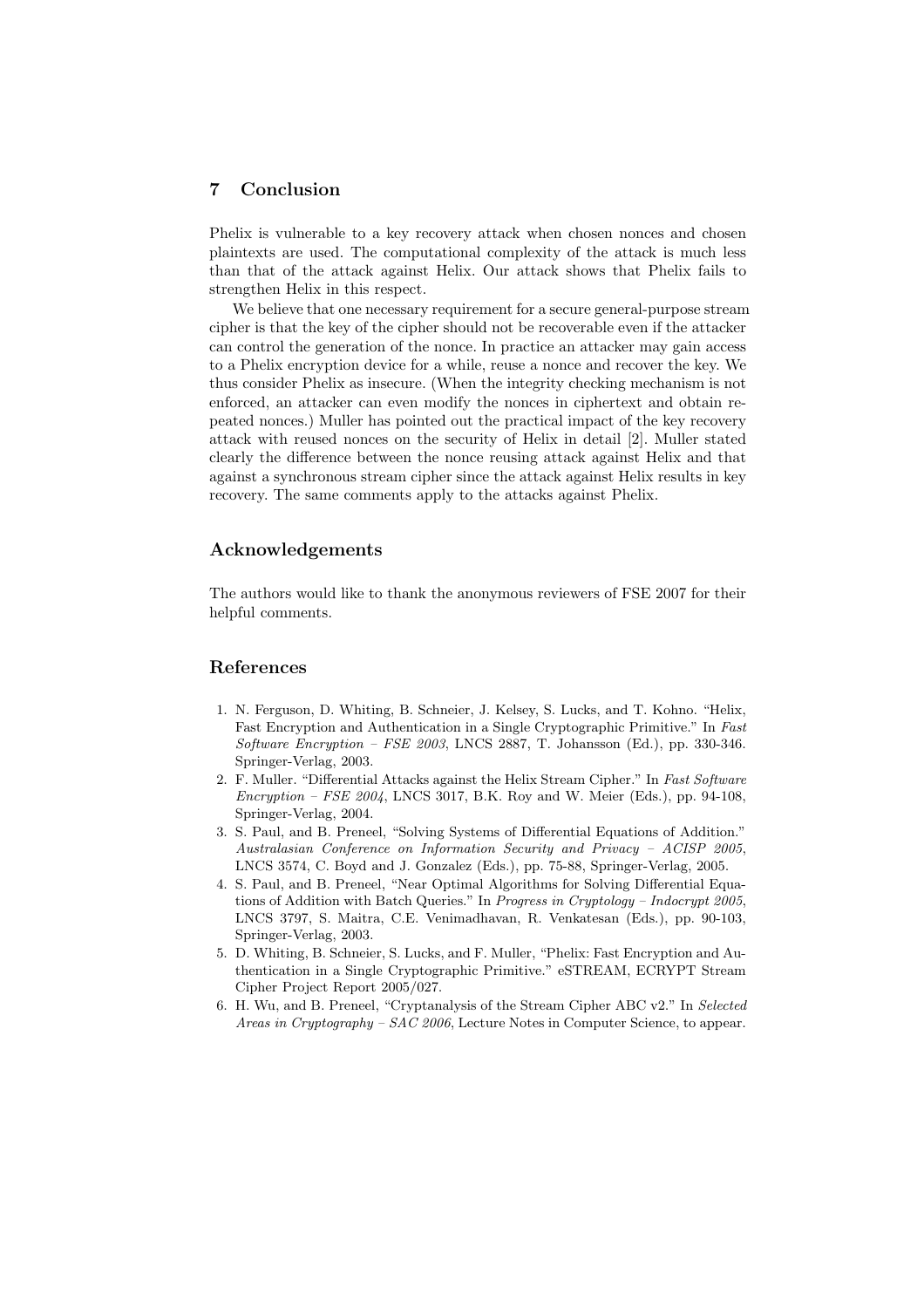## 7 Conclusion

Phelix is vulnerable to a key recovery attack when chosen nonces and chosen plaintexts are used. The computational complexity of the attack is much less than that of the attack against Helix. Our attack shows that Phelix fails to strengthen Helix in this respect.

We believe that one necessary requirement for a secure general-purpose stream cipher is that the key of the cipher should not be recoverable even if the attacker can control the generation of the nonce. In practice an attacker may gain access to a Phelix encryption device for a while, reuse a nonce and recover the key. We thus consider Phelix as insecure. (When the integrity checking mechanism is not enforced, an attacker can even modify the nonces in ciphertext and obtain repeated nonces.) Muller has pointed out the practical impact of the key recovery attack with reused nonces on the security of Helix in detail [2]. Muller stated clearly the difference between the nonce reusing attack against Helix and that against a synchronous stream cipher since the attack against Helix results in key recovery. The same comments apply to the attacks against Phelix.

## Acknowledgements

The authors would like to thank the anonymous reviewers of FSE 2007 for their helpful comments.

## References

1. N. Ferguson, D. Whiting, B. Schneier, J. Kelsey, S. Lucks, and T. Kohno. "Helix, Fast Encryption and Authentication in a Single Cryptographic Primitive." In *Fast Software Encryption – FSE 2003*, LNCS 2887, T. Johansson (Ed.), pp. 330-346. Springer-Verlag, 2003.
2. F. Muller. "Differential Attacks against the Helix Stream Cipher." In *Fast Software Encryption – FSE 2004*, LNCS 3017, B.K. Roy and W. Meier (Eds.), pp. 94-108, Springer-Verlag, 2004.
3. S. Paul, and B. Preneel, "Solving Systems of Differential Equations of Addition." *Australasian Conference on Information Security and Privacy – ACISP 2005*, LNCS 3574, C. Boyd and J. Gonzalez (Eds.), pp. 75-88, Springer-Verlag, 2005.
4. S. Paul, and B. Preneel, "Near Optimal Algorithms for Solving Differential Equations of Addition with Batch Queries." In *Progress in Cryptology – Indocrypt 2005*, LNCS 3797, S. Maitra, C.E. Venimadhavan, R. Venkatesan (Eds.), pp. 90-103, Springer-Verlag, 2003.
5. D. Whiting, B. Schneier, S. Lucks, and F. Muller, "Phelix: Fast Encryption and Authentication in a Single Cryptographic Primitive." eSTREAM, ECRYPT Stream Cipher Project Report 2005/027.
6. H. Wu, and B. Preneel, "Cryptanalysis of the Stream Cipher ABC v2." In *Selected Areas in Cryptography – SAC 2006*, Lecture Notes in Computer Science, to appear.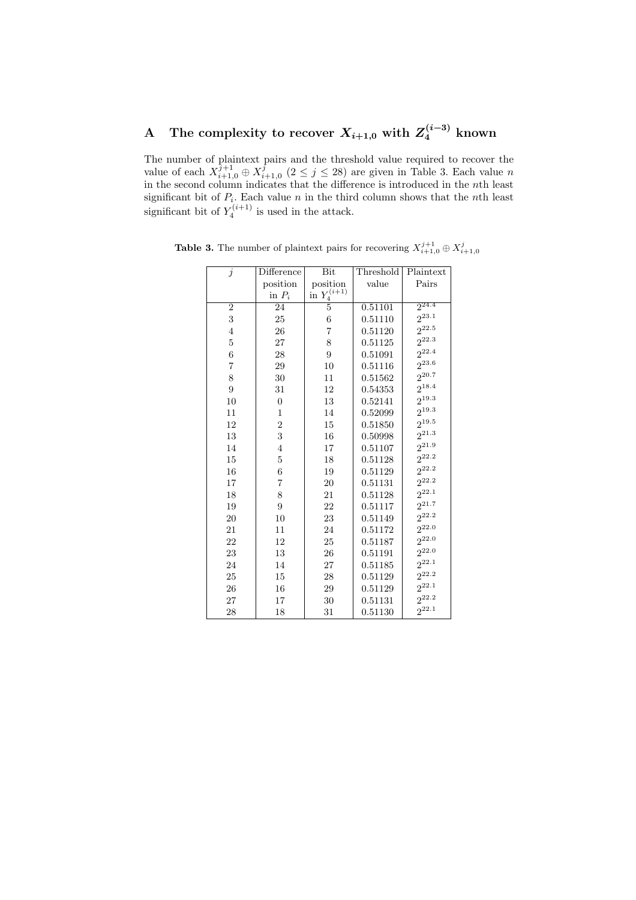# A The complexity to recover $X_{i+1,0}$ with $Z_4^{(i-3)}$ known

The number of plaintext pairs and the threshold value required to recover the value of each $X_{i+1,0}^{j+1} \oplus X_{i+1,0}^{j}$ $(2 \leq j \leq 28)$ are given in Table 3. Each value $n$ in the second column indicates that the difference is introduced in the $n$th least significant bit of $P_i$. Each value $n$ in the third column shows that the $n$th least significant bit of $Y_4^{(i+1)}$ is used in the attack.

**Table 3.** The number of plaintext pairs for recovering $X_{i+1,0}^{j+1} \oplus X_{i+1,0}^{j}$

| $j$ | Difference position in $P_i$ | Bit position in $Y_4^{(i+1)}$ | Threshold value | Plaintext Pairs |
|---|---|---|---|---|
| 2 | 24 | 5 | 0.51101 | $2^{24.4}$ |
| 3 | 25 | 6 | 0.51110 | $2^{23.1}$ |
| 4 | 26 | 7 | 0.51120 | $2^{22.5}$ |
| 5 | 27 | 8 | 0.51125 | $2^{22.3}$ |
| 6 | 28 | 9 | 0.51091 | $2^{22.4}$ |
| 7 | 29 | 10 | 0.51116 | $2^{23.6}$ |
| 8 | 30 | 11 | 0.51562 | $2^{20.7}$ |
| 9 | 31 | 12 | 0.54353 | $2^{18.4}$ |
| 10 | 0 | 13 | 0.52141 | $2^{19.3}$ |
| 11 | 1 | 14 | 0.52099 | $2^{19.3}$ |
| 12 | 2 | 15 | 0.51850 | $2^{19.5}$ |
| 13 | 3 | 16 | 0.50998 | $2^{21.3}$ |
| 14 | 4 | 17 | 0.51107 | $2^{21.9}$ |
| 15 | 5 | 18 | 0.51128 | $2^{22.2}$ |
| 16 | 6 | 19 | 0.51129 | $2^{22.2}$ |
| 17 | 7 | 20 | 0.51131 | $2^{22.2}$ |
| 18 | 8 | 21 | 0.51128 | $2^{22.1}$ |
| 19 | 9 | 22 | 0.51117 | $2^{21.7}$ |
| 20 | 10 | 23 | 0.51149 | $2^{22.2}$ |
| 21 | 11 | 24 | 0.51172 | $2^{22.0}$ |
| 22 | 12 | 25 | 0.51187 | $2^{22.0}$ |
| 23 | 13 | 26 | 0.51191 | $2^{22.0}$ |
| 24 | 14 | 27 | 0.51185 | $2^{22.1}$ |
| 25 | 15 | 28 | 0.51129 | $2^{22.2}$ |
| 26 | 16 | 29 | 0.51129 | $2^{22.1}$ |
| 27 | 17 | 30 | 0.51131 | $2^{22.2}$ |
| 28 | 18 | 31 | 0.51130 | $2^{22.1}$ |